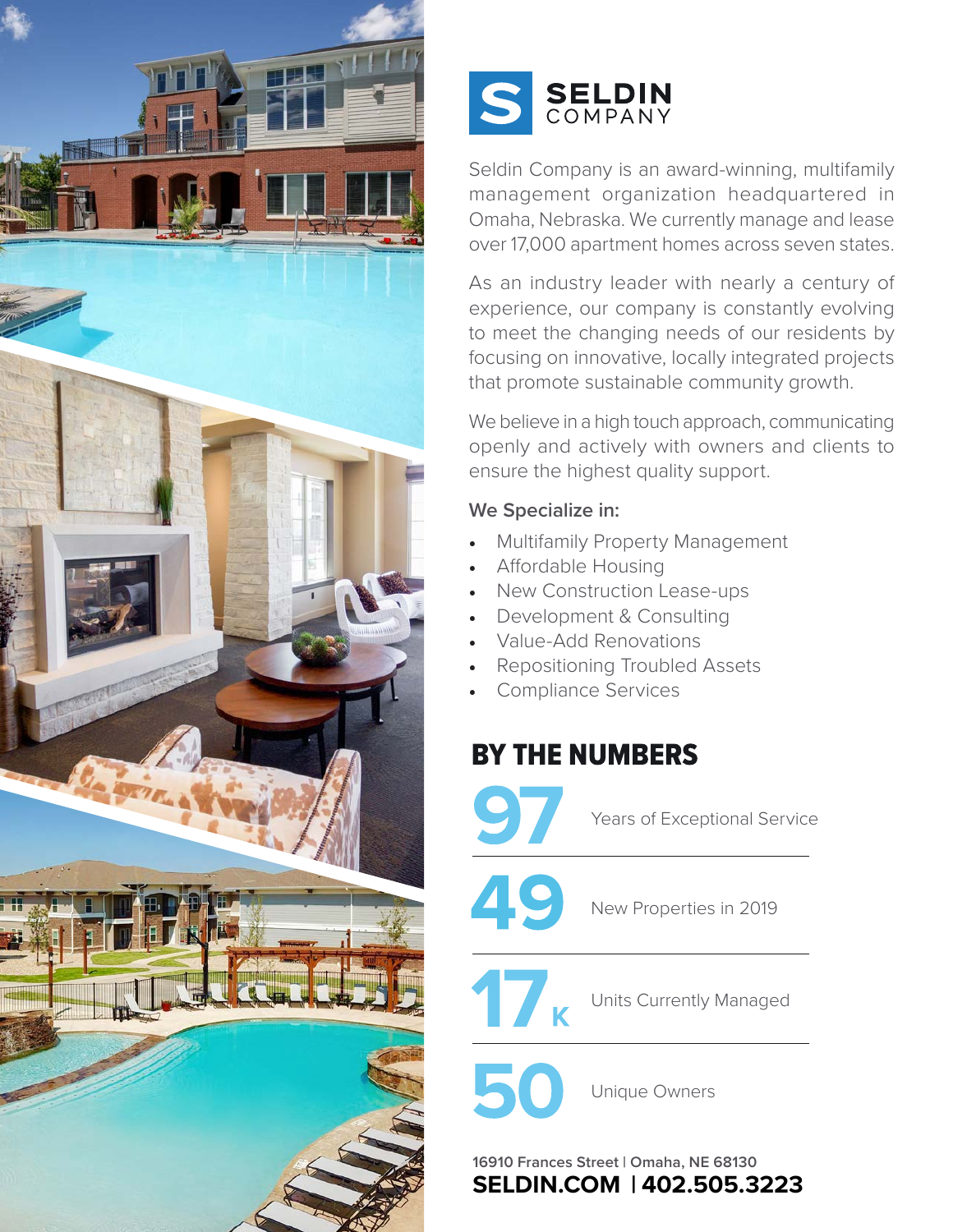# SELDIN COMPANY

Seldin Company is an award-winning, multifamily management organization headquartered in Omaha, Nebraska. We currently manage and lease over 17,000 apartment homes across seven states.

As an industry leader with nearly a century of experience, our company is constantly evolving to meet the changing needs of our residents by focusing on innovative, locally integrated projects that promote sustainable community growth.

We believe in a high touch approach, communicating openly and actively with owners and clients to ensure the highest quality support.

**We Specialize in:**

- Multifamily Property Management
- Affordable Housing
- New Construction Lease-ups
- Development & Consulting
- Value-Add Renovations
- Repositioning Troubled Assets
- Compliance Services

## BY THE NUMBERS

**97** Years of Exceptional Service

**49** New Properties in 2019

**17K** Units Currently Managed

**50** Unique Owners

**16910 Frances Street | Omaha, NE 68130**

**SELDIN.COM | 402.505.3223**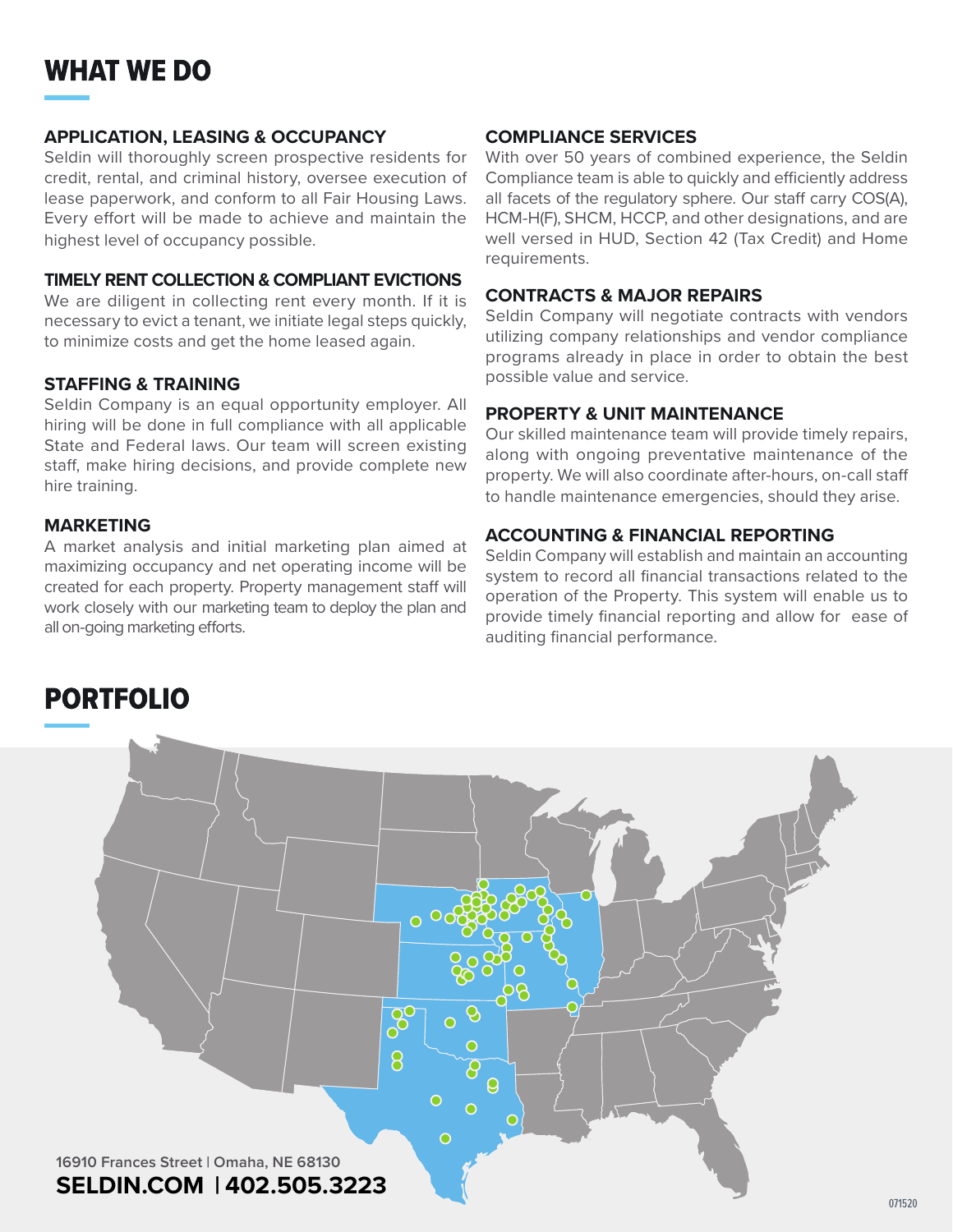# WHAT WE DO

### APPLICATION, LEASING & OCCUPANCY

Seldin will thoroughly screen prospective residents for credit, rental, and criminal history, oversee execution of lease paperwork, and conform to all Fair Housing Laws. Every effort will be made to achieve and maintain the highest level of occupancy possible.

### TIMELY RENT COLLECTION & COMPLIANT EVICTIONS

We are diligent in collecting rent every month. If it is necessary to evict a tenant, we initiate legal steps quickly, to minimize costs and get the home leased again.

### STAFFING & TRAINING

Seldin Company is an equal opportunity employer. All hiring will be done in full compliance with all applicable State and Federal laws. Our team will screen existing staff, make hiring decisions, and provide complete new hire training.

### MARKETING

A market analysis and initial marketing plan aimed at maximizing occupancy and net operating income will be created for each property. Property management staff will work closely with our marketing team to deploy the plan and all on-going marketing efforts.

### COMPLIANCE SERVICES

With over 50 years of combined experience, the Seldin Compliance team is able to quickly and efficiently address all facets of the regulatory sphere. Our staff carry COS(A), HCM-H(F), SHCM, HCCP, and other designations, and are well versed in HUD, Section 42 (Tax Credit) and Home requirements.

### CONTRACTS & MAJOR REPAIRS

Seldin Company will negotiate contracts with vendors utilizing company relationships and vendor compliance programs already in place in order to obtain the best possible value and service.

### PROPERTY & UNIT MAINTENANCE

Our skilled maintenance team will provide timely repairs, along with ongoing preventative maintenance of the property. We will also coordinate after-hours, on-call staff to handle maintenance emergencies, should they arise.

### ACCOUNTING & FINANCIAL REPORTING

Seldin Company will establish and maintain an accounting system to record all financial transactions related to the operation of the Property. This system will enable us to provide timely financial reporting and allow for ease of auditing financial performance.

# PORTFOLIO

16910 Frances Street | Omaha, NE 68130

**SELDIN.COM | 402.505.3223**

071520